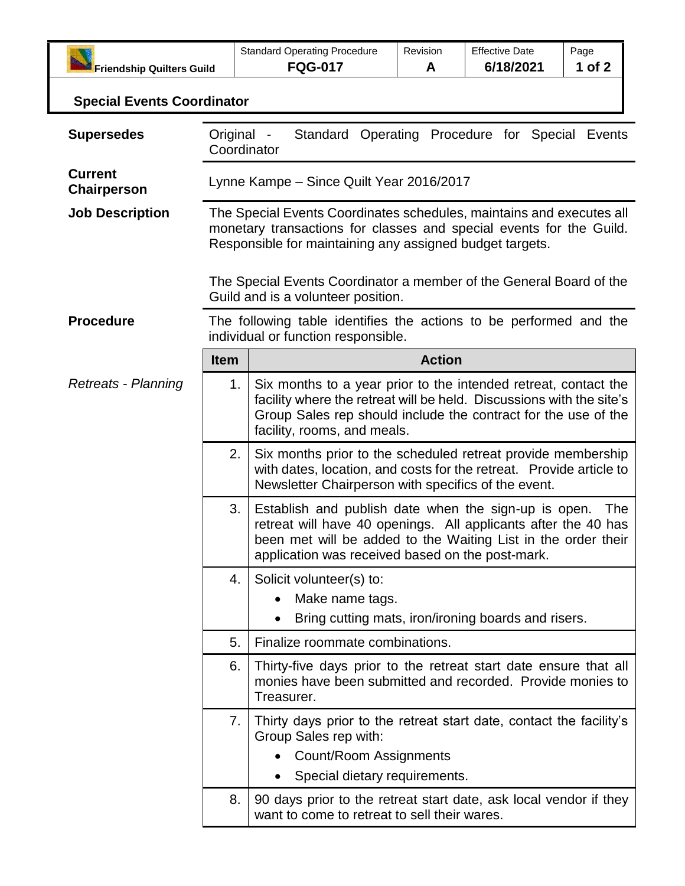| Friendship Quilters Guild | Standard Operating Procedure **FQG-017** | Revision **A** | Effective Date **6/18/2021** |
|---|---|---|---|

# Special Events Coordinator

**Supersedes**

Original - Standard Operating Procedure for Special Events Coordinator

**Current Chairperson**

Lynne Kampe – Since Quilt Year 2016/2017

**Job Description**

The Special Events Coordinates schedules, maintains and executes all monetary transactions for classes and special events for the Guild. Responsible for maintaining any assigned budget targets.

The Special Events Coordinator a member of the General Board of the Guild and is a volunteer position.

**Procedure**

The following table identifies the actions to be performed and the individual or function responsible.

| | Item | Action |
|---|---|---|
| *Retreats - Planning* | 1. | Six months to a year prior to the intended retreat, contact the facility where the retreat will be held. Discussions with the site's Group Sales rep should include the contract for the use of the facility, rooms, and meals. |
| | 2. | Six months prior to the scheduled retreat provide membership with dates, location, and costs for the retreat. Provide article to Newsletter Chairperson with specifics of the event. |
| | 3. | Establish and publish date when the sign-up is open. The retreat will have 40 openings. All applicants after the 40 has been met will be added to the Waiting List in the order their application was received based on the post-mark. |
| | 4. | Solicit volunteer(s) to:<br>• Make name tags.<br>• Bring cutting mats, iron/ironing boards and risers. |
| | 5. | Finalize roommate combinations. |
| | 6. | Thirty-five days prior to the retreat start date ensure that all monies have been submitted and recorded. Provide monies to Treasurer. |
| | 7. | Thirty days prior to the retreat start date, contact the facility's Group Sales rep with:<br>• Count/Room Assignments<br>• Special dietary requirements. |
| | 8. | 90 days prior to the retreat start date, ask local vendor if they want to come to retreat to sell their wares. |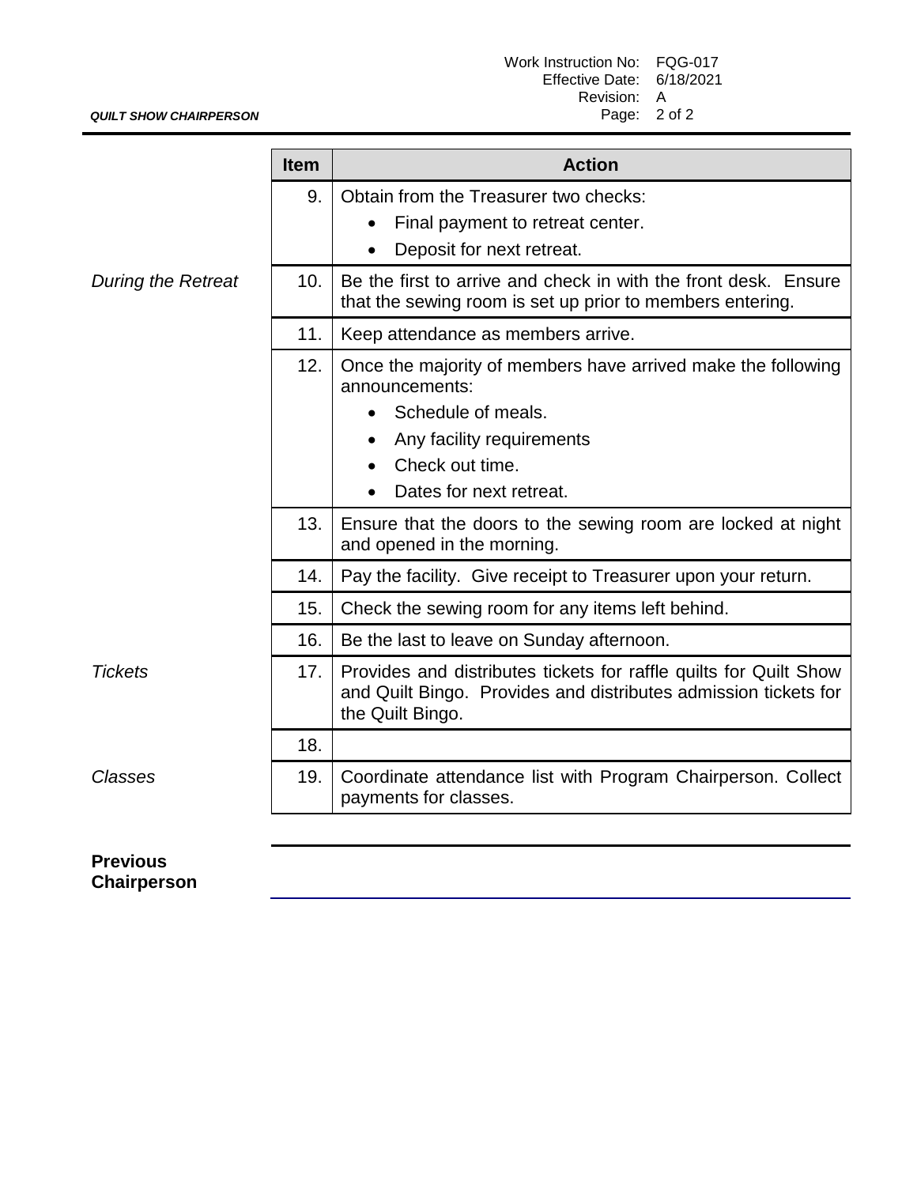| | Item | Action |
|---|---|---|
| | 9. | Obtain from the Treasurer two checks:<br>• Final payment to retreat center.<br>• Deposit for next retreat. |
| *During the Retreat* | 10. | Be the first to arrive and check in with the front desk. Ensure that the sewing room is set up prior to members entering. |
| | 11. | Keep attendance as members arrive. |
| | 12. | Once the majority of members have arrived make the following announcements:<br>• Schedule of meals.<br>• Any facility requirements<br>• Check out time.<br>• Dates for next retreat. |
| | 13. | Ensure that the doors to the sewing room are locked at night and opened in the morning. |
| | 14. | Pay the facility. Give receipt to Treasurer upon your return. |
| | 15. | Check the sewing room for any items left behind. |
| | 16. | Be the last to leave on Sunday afternoon. |
| *Tickets* | 17. | Provides and distributes tickets for raffle quilts for Quilt Show and Quilt Bingo. Provides and distributes admission tickets for the Quilt Bingo. |
| | 18. | |
| *Classes* | 19. | Coordinate attendance list with Program Chairperson. Collect payments for classes. |

**Previous Chairperson**